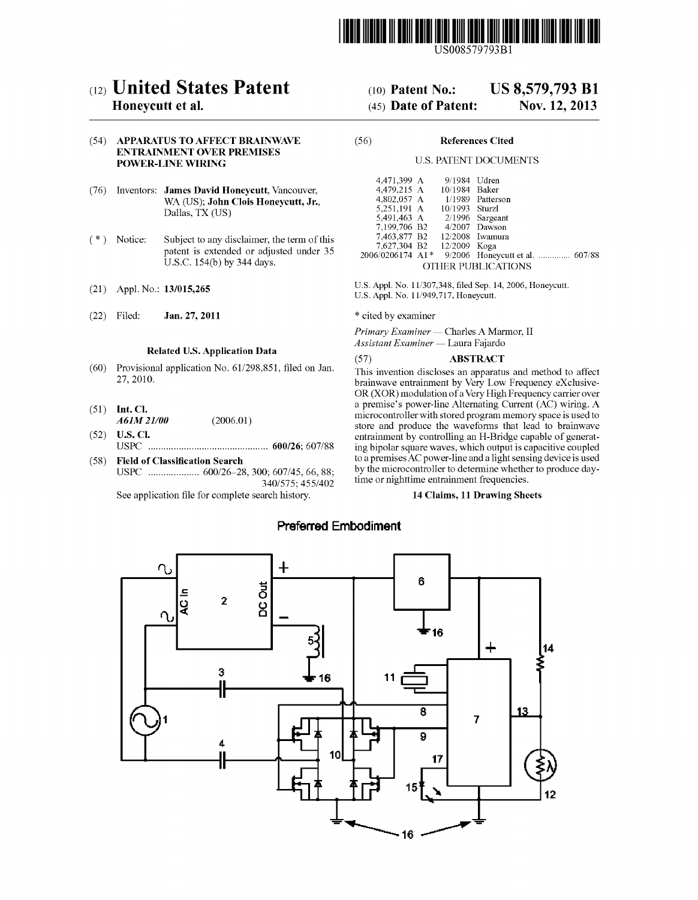US008579793B1

# (12) United States Patent
**Honeycutt et al.**

(10) **Patent No.:** **US 8,579,793 B1**

(45) **Date of Patent:** **Nov. 12, 2013**

(54) **APPARATUS TO AFFECT BRAINWAVE ENTRAINMENT OVER PREMISES POWER-LINE WIRING**

(76) Inventors: **James David Honeycutt**, Vancouver, WA (US); **John Clois Honeycutt, Jr.**, Dallas, TX (US)

( * ) Notice: Subject to any disclaimer, the term of this patent is extended or adjusted under 35 U.S.C. 154(b) by 344 days.

(21) Appl. No.: **13/015,265**

(22) Filed: **Jan. 27, 2011**

**Related U.S. Application Data**

(60) Provisional application No. 61/298,851, filed on Jan. 27, 2010.

(51) **Int. Cl.**
*A61M 21/00* (2006.01)

(52) **U.S. Cl.**
USPC .............................................. **600/26**; 607/88

(58) **Field of Classification Search**
USPC .................... 600/26–28, 300; 607/45, 66, 88; 340/575; 455/402
See application file for complete search history.

(56) **References Cited**

U.S. PATENT DOCUMENTS

| | | | |
|---|---|---|---|
| 4,471,399 A | 9/1984 | Udren | |
| 4,479,215 A | 10/1984 | Baker | |
| 4,802,057 A | 1/1989 | Patterson | |
| 5,251,191 A | 10/1993 | Sturzl | |
| 5,491,463 A | 2/1996 | Sargeant | |
| 7,199,706 B2 | 4/2007 | Dawson | |
| 7,463,877 B2 | 12/2008 | Iwamura | |
| 7,627,304 B2 | 12/2009 | Koga | |
| 2006/0206174 A1* | 9/2006 | Honeycutt et al. | 607/88 |

OTHER PUBLICATIONS

U.S. Appl. No. 11/307,348, filed Sep. 14, 2006, Honeycutt.
U.S. Appl. No. 11/949,717, Honeycutt.

\* cited by examiner

*Primary Examiner* — Charles A Marmor, II
*Assistant Examiner* — Laura Fajardo

(57) **ABSTRACT**

This invention discloses an apparatus and method to affect brainwave entrainment by Very Low Frequency eXclusive-OR (XOR) modulation of a Very High Frequency carrier over a premise's power-line Alternating Current (AC) wiring. A microcontroller with stored program memory space is used to store and produce the waveforms that lead to brainwave entrainment by controlling an H-Bridge capable of generating bipolar square waves, which output is capacitive coupled to a premises AC power-line and a light sensing device is used by the microcontroller to determine whether to produce daytime or nighttime entrainment frequencies.

**14 Claims, 11 Drawing Sheets**

**Preferred Embodiment**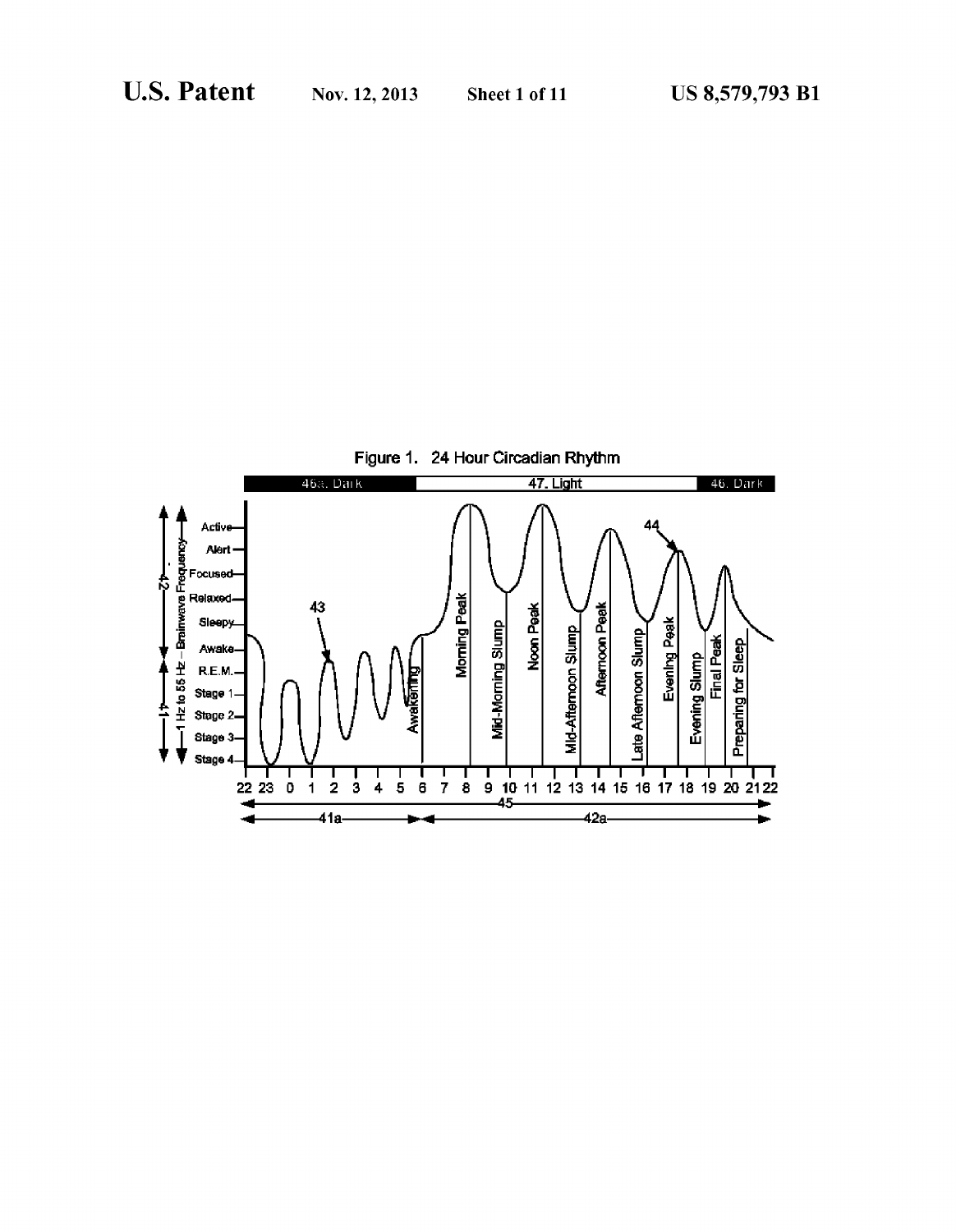Figure 1. 24 Hour Circadian Rhythm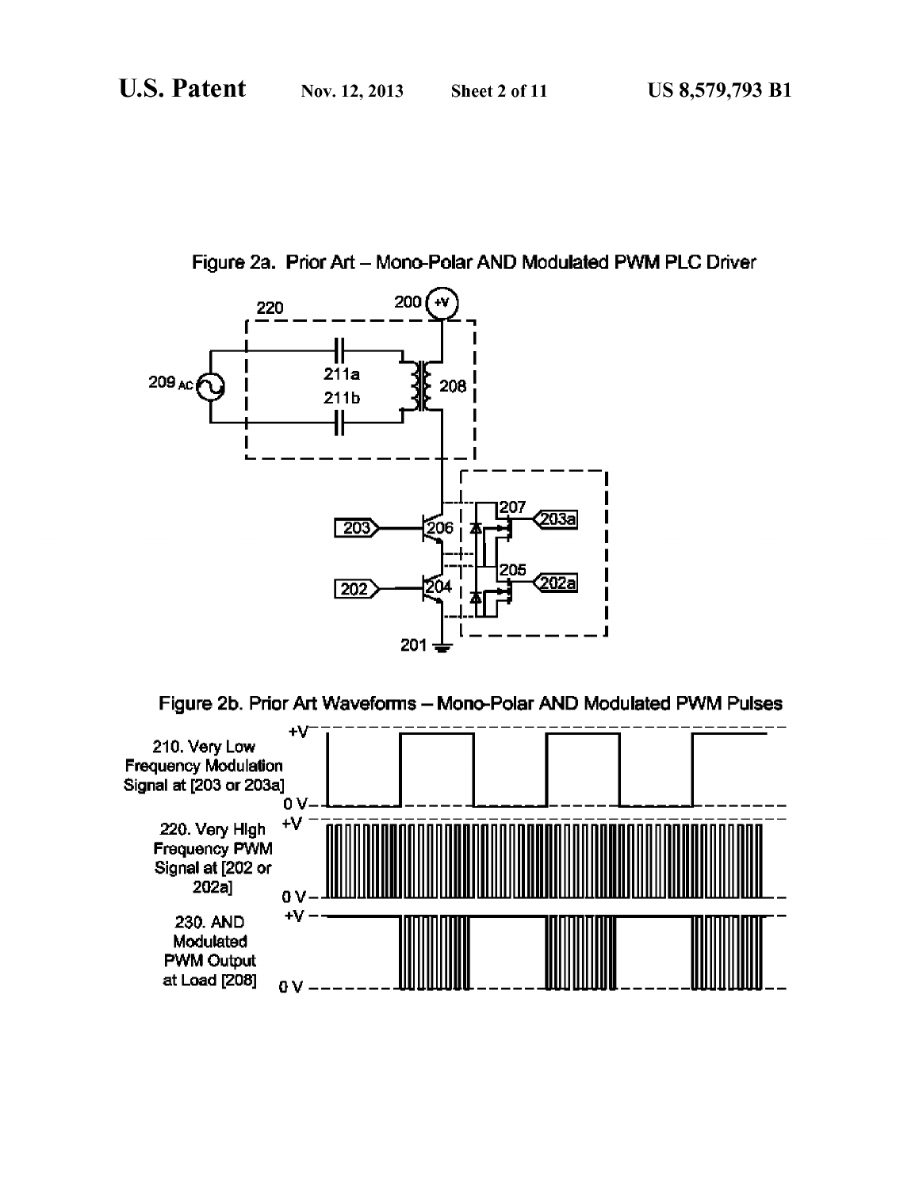Figure 2a. Prior Art – Mono-Polar AND Modulated PWM PLC Driver

Figure 2b. Prior Art Waveforms – Mono-Polar AND Modulated PWM Pulses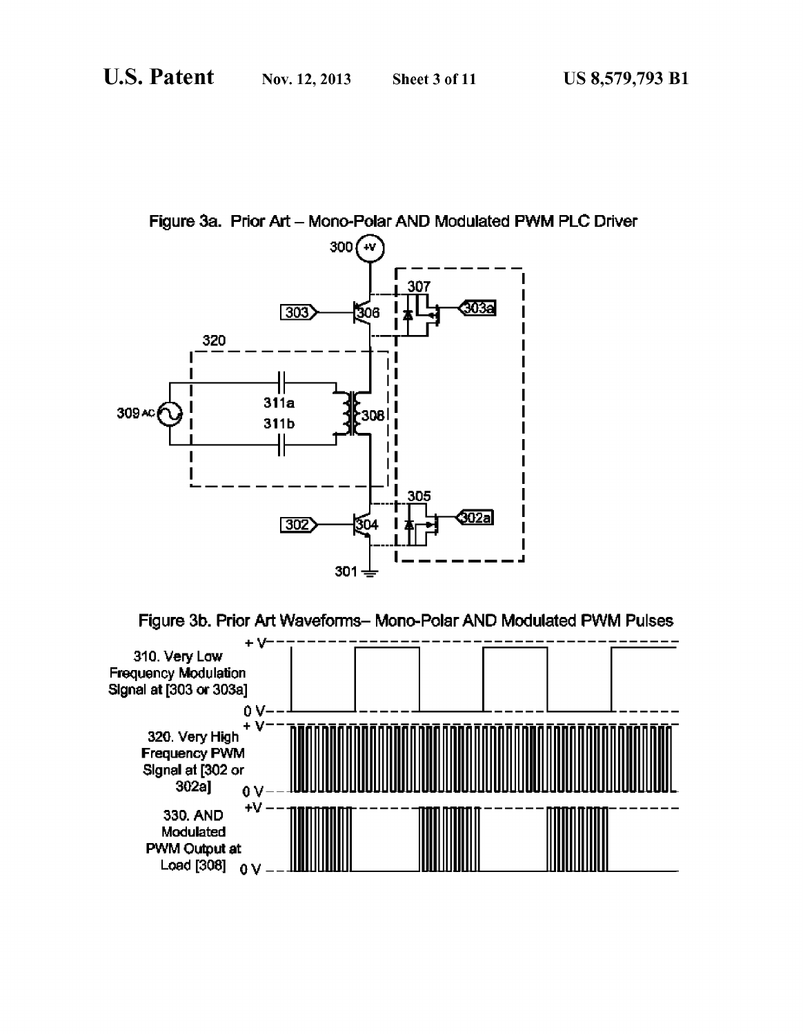Figure 3a. Prior Art – Mono-Polar AND Modulated PWM PLC Driver

300 (+V)

303 → 306 | 307 | 303a

320

309 AC | 311a | 311b | 308

305

302 → 304 | 302a

301

Figure 3b. Prior Art Waveforms– Mono-Polar AND Modulated PWM Pulses

310. Very Low Frequency Modulation Signal at [303 or 303a]

320. Very High Frequency PWM Signal at [302 or 302a]

330. AND Modulated PWM Output at Load [308]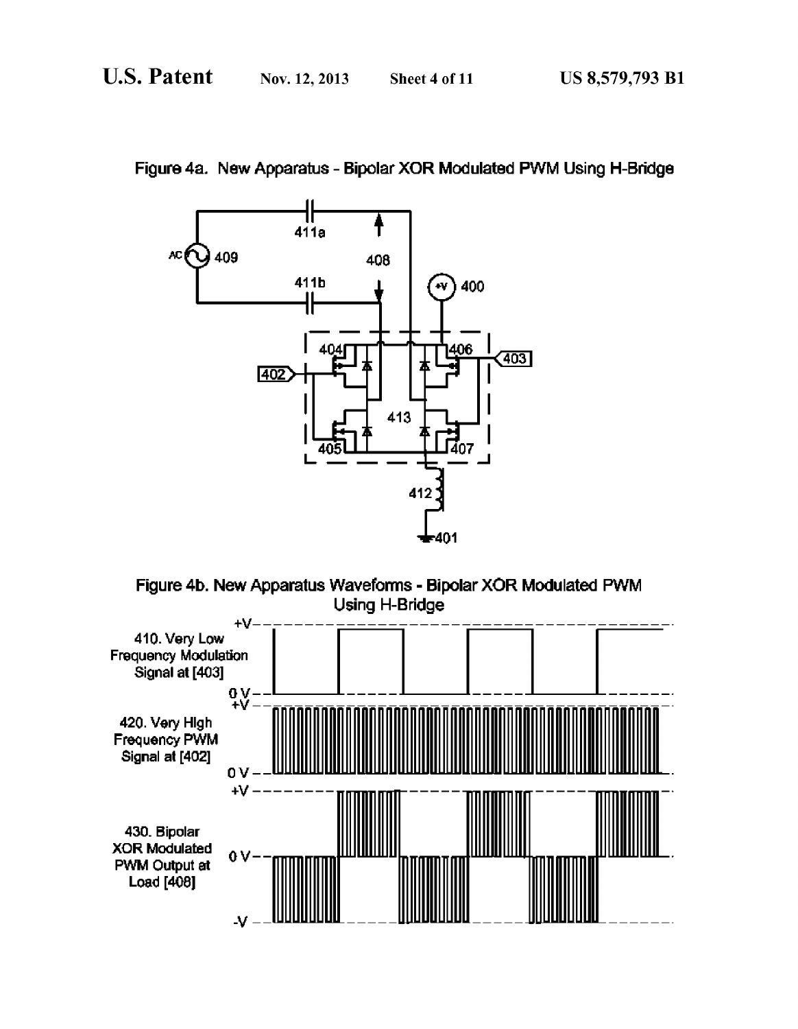Figure 4a. New Apparatus - Bipolar XOR Modulated PWM Using H-Bridge

Figure 4b. New Apparatus Waveforms - Bipolar XOR Modulated PWM Using H-Bridge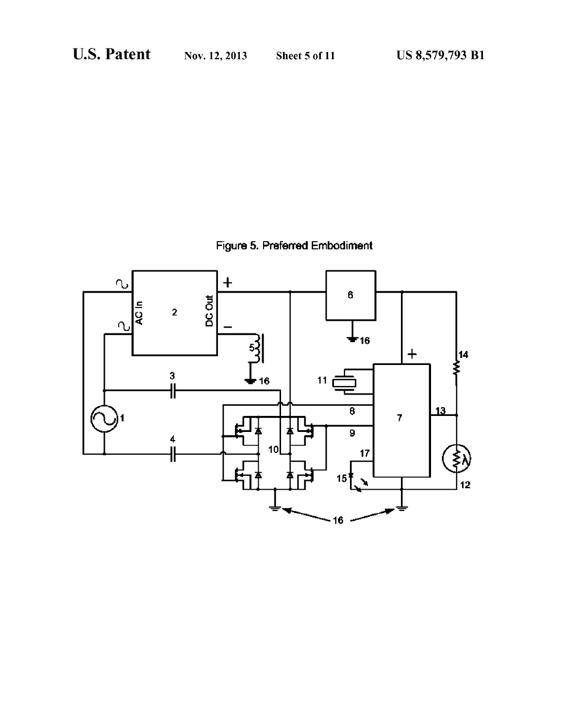Figure 5. Preferred Embodiment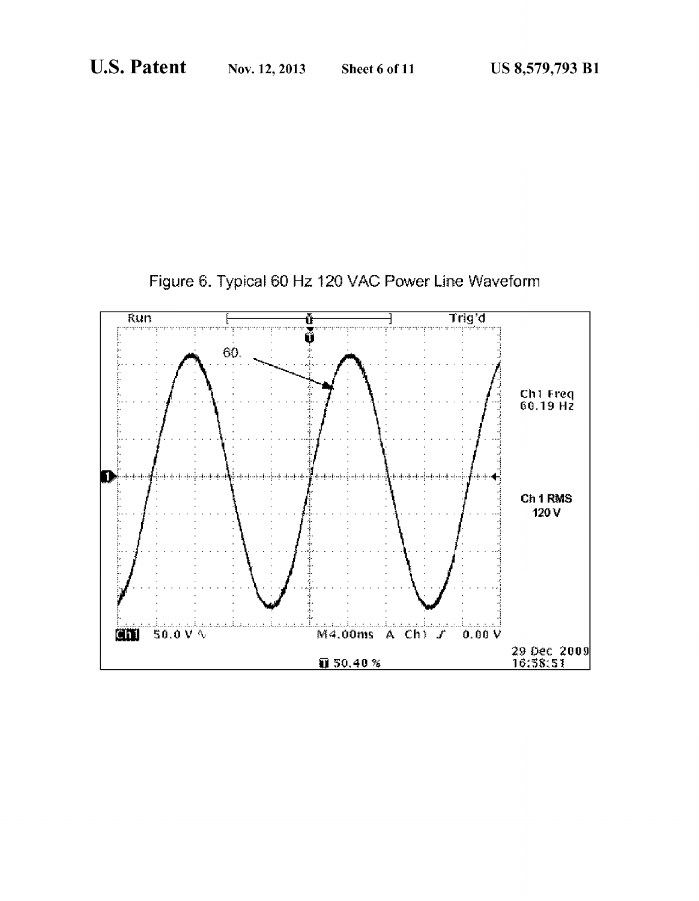Figure 6. Typical 60 Hz 120 VAC Power Line Waveform

Run | Trig'd

60.

Ch1 Freq 60.19 Hz

Ch 1 RMS 120 V

Ch1 50.0 V ∿ M4.00ms A Ch1 ∫ 0.00 V

29 Dec 2009 16:58:51

50.40 %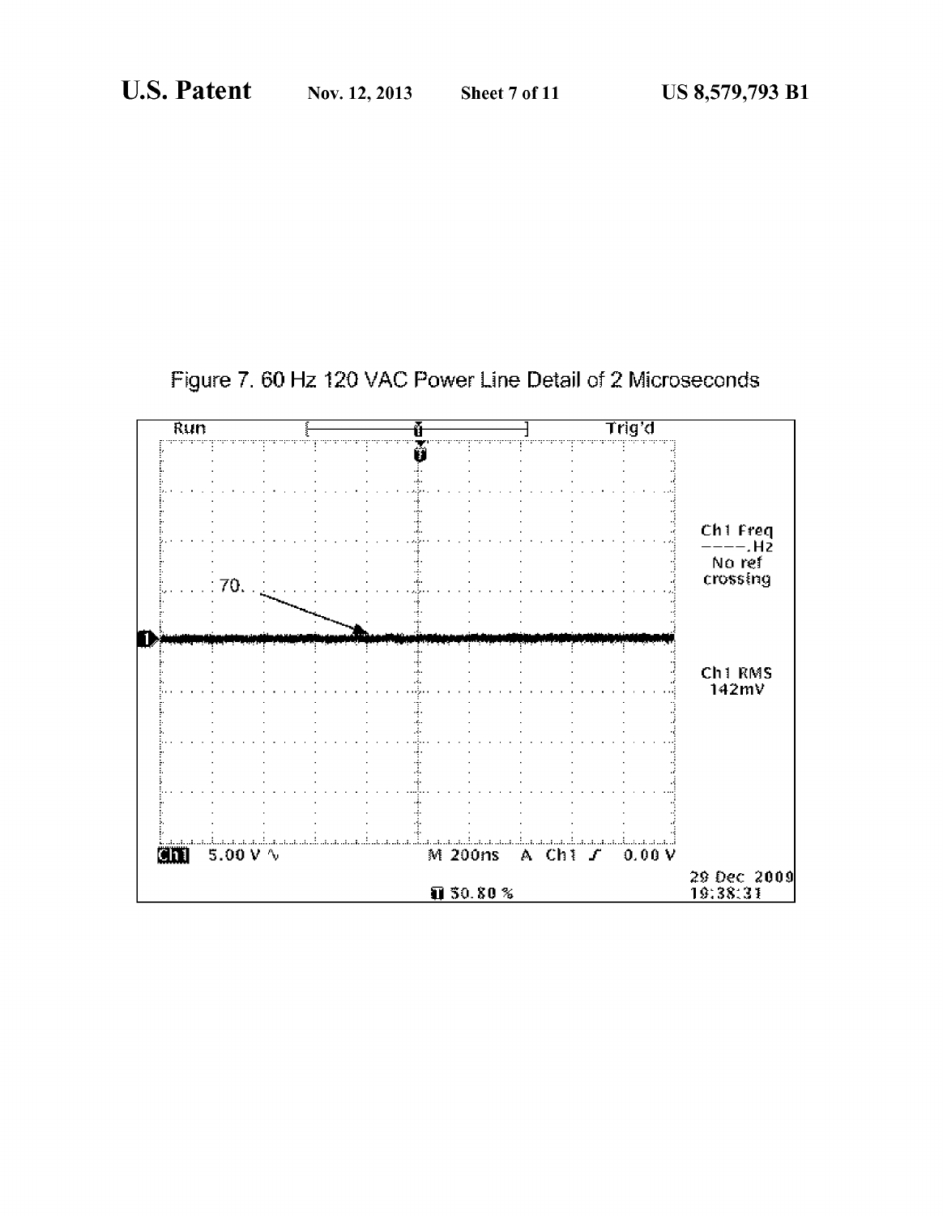Figure 7. 60 Hz 120 VAC Power Line Detail of 2 Microseconds

Run

Trig'd

70.

Ch1 Freq
----.Hz
No ref
crossing

Ch1 RMS
142mV

Ch1 5.00 V ∿ M 200ns A Ch1 ∫ 0.00 V

30.80 %

29 Dec 2009
19:38:31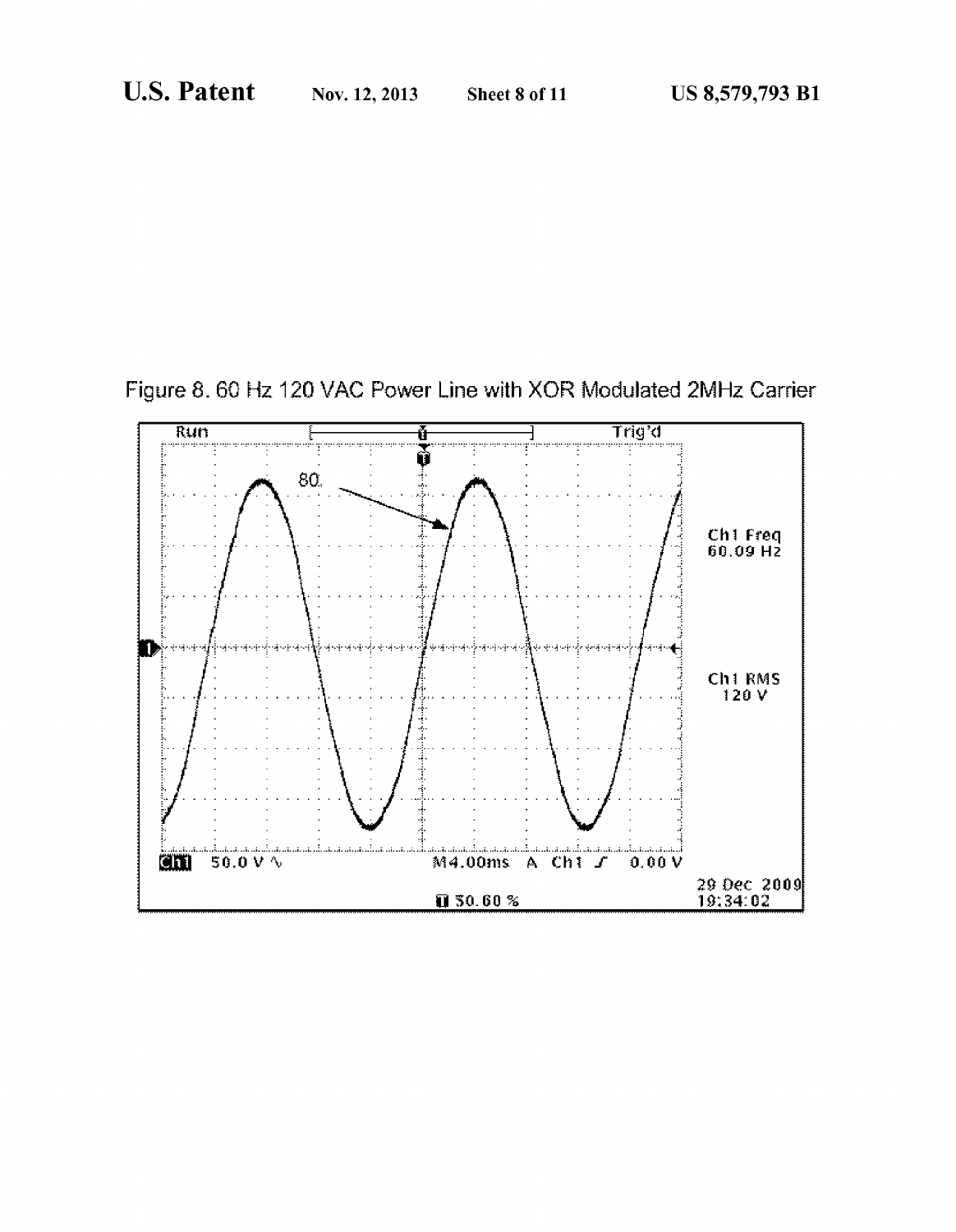Figure 8. 60 Hz 120 VAC Power Line with XOR Modulated 2MHz Carrier

Run Trig'd

80

Ch1 Freq 60.09 Hz

Ch1 RMS 120 V

Ch1 50.0 V M4.00ms A Ch1 0.00 V

50.60 %

29 Dec 2009 19:34:02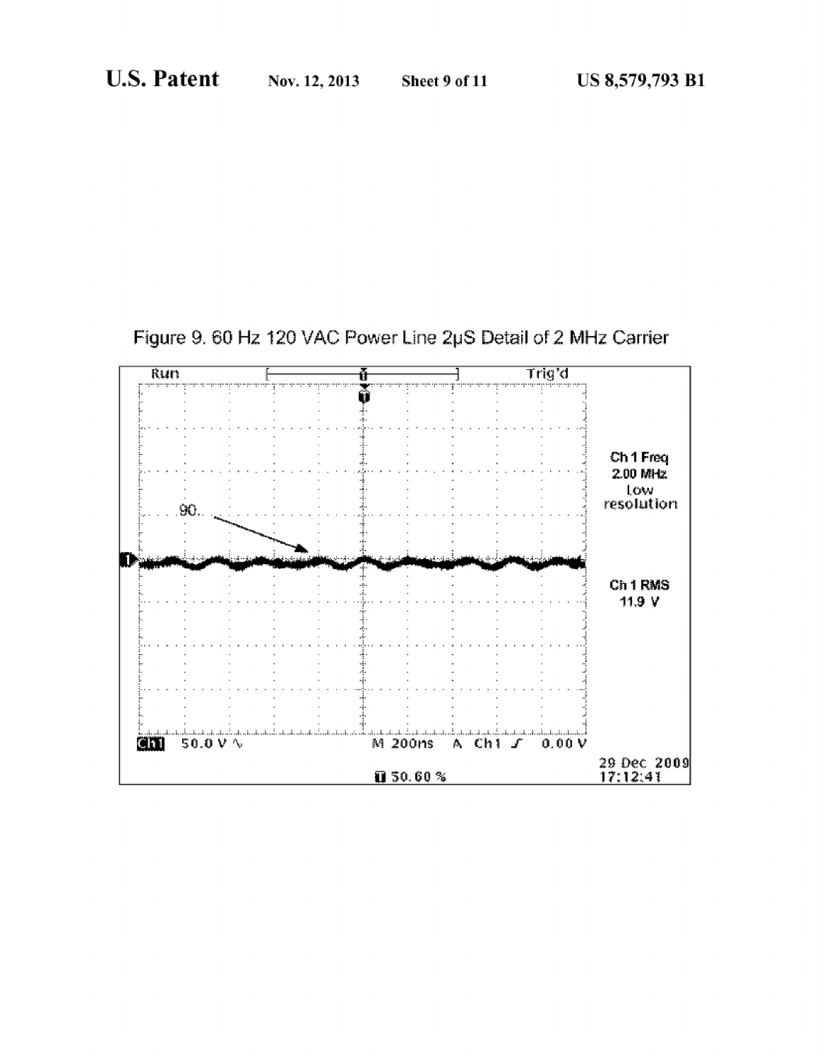Figure 9. 60 Hz 120 VAC Power Line 2μS Detail of 2 MHz Carrier

Run Trig'd

90

Ch 1 Freq
2.00 MHz
Low
resolution

Ch 1 RMS
11.9 V

Ch1 50.0 V ∿ M 200ns A Ch1 ⨍ 0.00 V

50.60 %

29 Dec 2009
17:12:41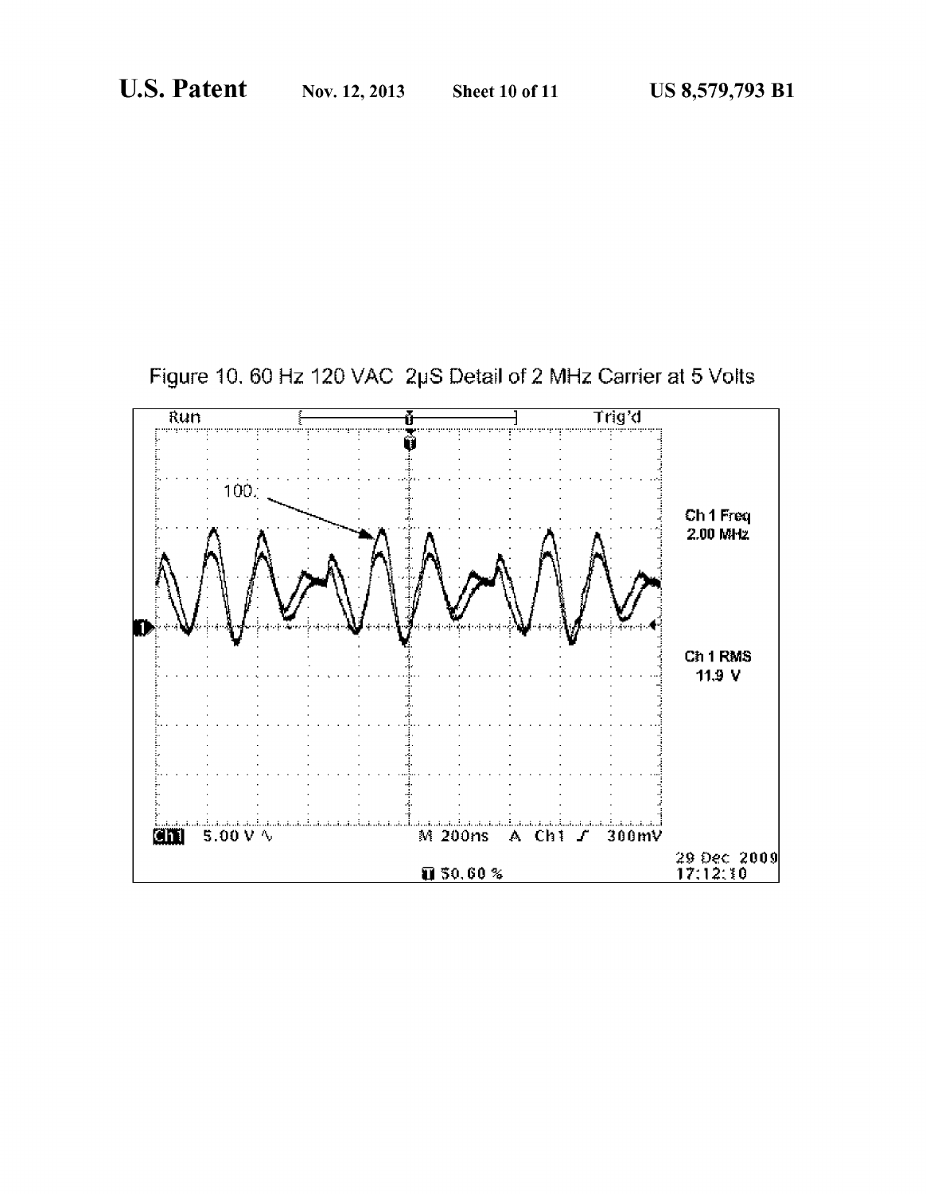Figure 10. 60 Hz 120 VAC 2μS Detail of 2 MHz Carrier at 5 Volts

Run

Trig'd

100

Ch 1 Freq
2.00 MHz

Ch 1 RMS
11.9 V

Ch1 5.00 V ∿ M 200ns A Ch1 ∫ 300mV

50.60 %

29 Dec 2009
17:12:10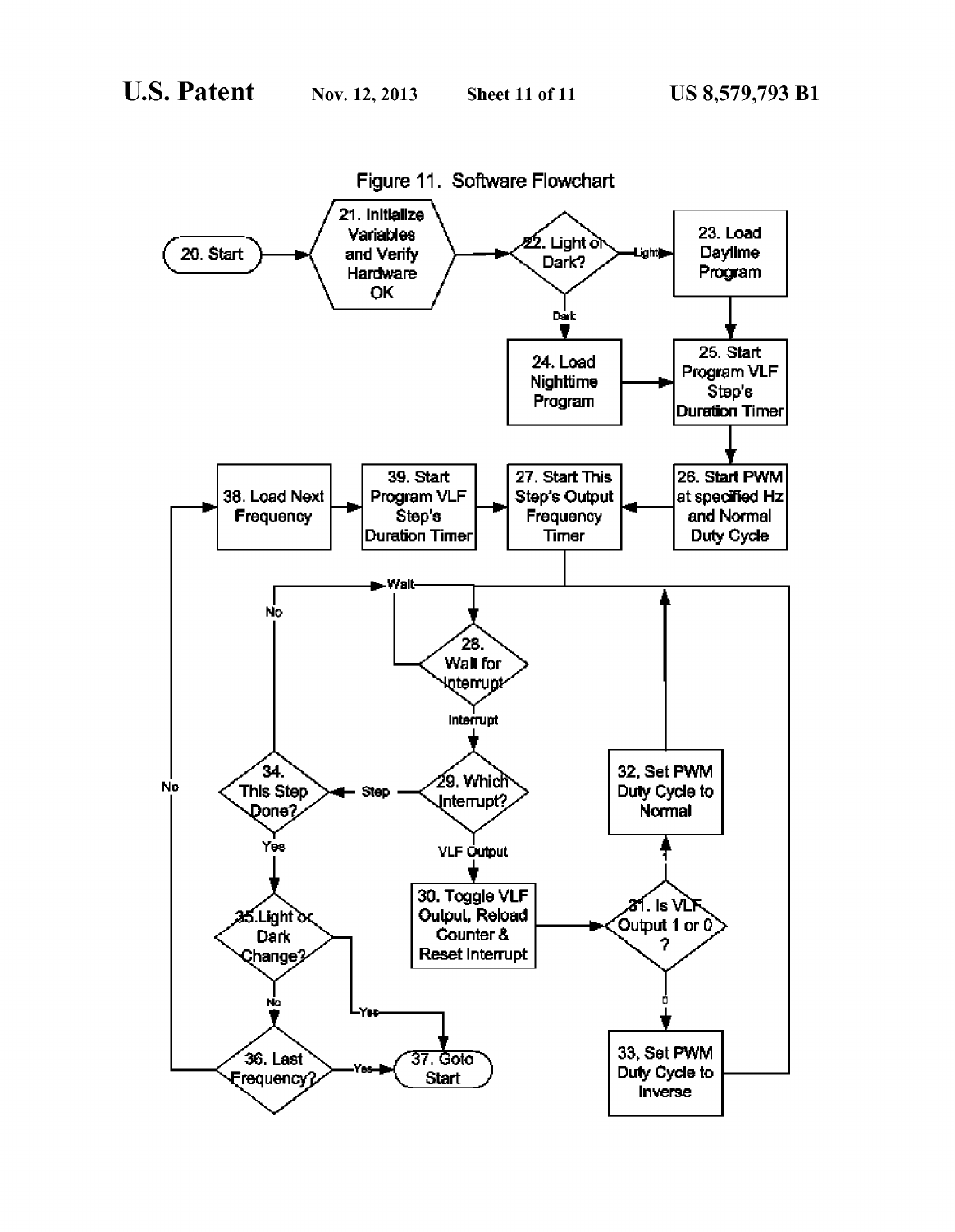Figure 11. Software Flowchart

20. Start

21. Initialize Variables and Verify Hardware OK

22. Light or Dark?

Light

23. Load Daytime Program

Dark

24. Load Nighttime Program

25. Start Program VLF Step's Duration Timer

26. Start PWM at specified Hz and Normal Duty Cycle

27. Start This Step's Output Frequency Timer

39. Start Program VLF Step's Duration Timer

38. Load Next Frequency

Wait

28. Wait for Interrupt

Interrupt

29. Which Interrupt?

Step

VLF Output

30. Toggle VLF Output, Reload Counter & Reset Interrupt

31. Is VLF Output 1 or 0 ?

1

32. Set PWM Duty Cycle to Normal

0

33. Set PWM Duty Cycle to Inverse

34. This Step Done?

No

Yes

35. Light or Dark Change?

Yes

No

36. Last Frequency?

No

Yes

37. Goto Start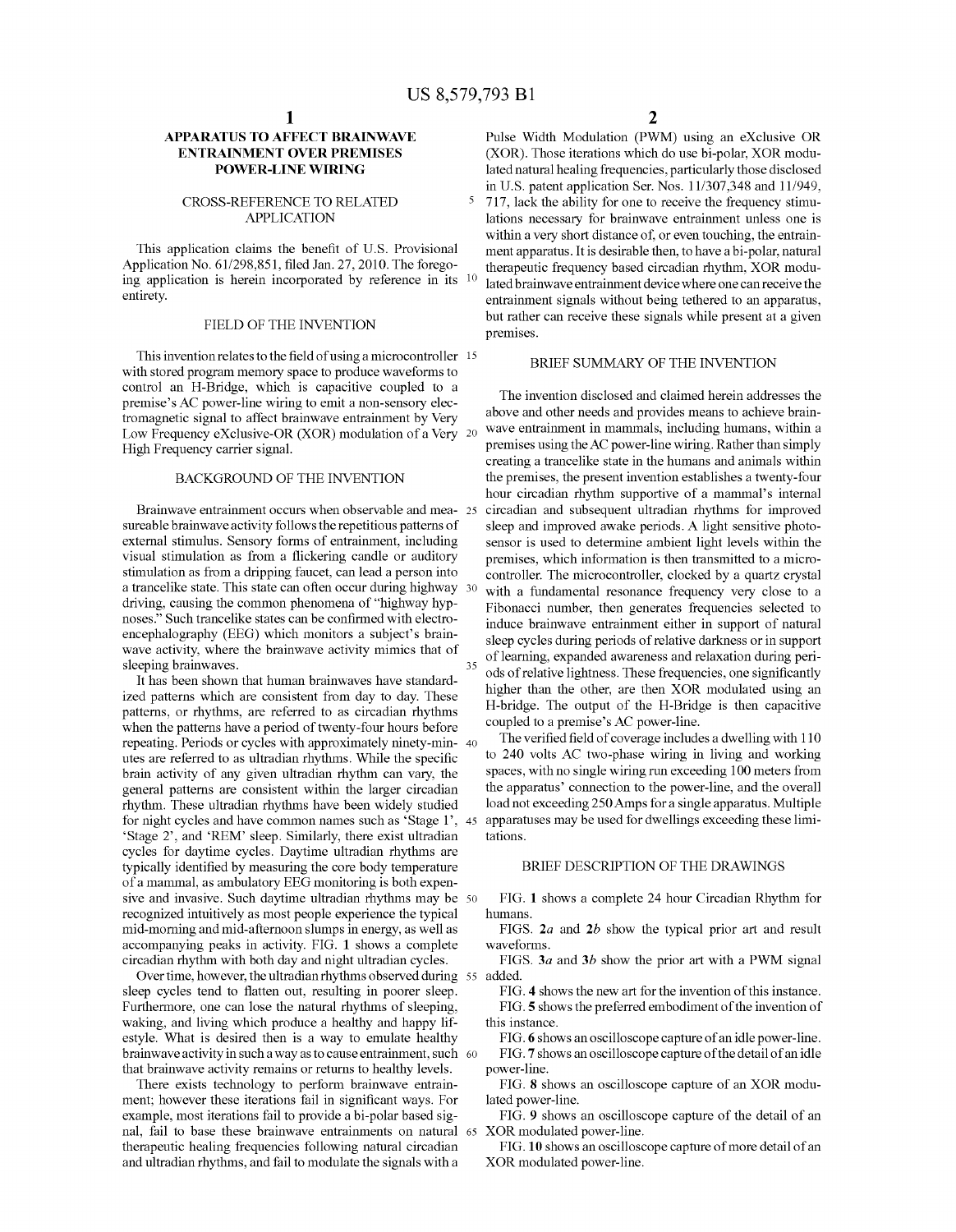# APPARATUS TO AFFECT BRAINWAVE ENTRAINMENT OVER PREMISES POWER-LINE WIRING

## CROSS-REFERENCE TO RELATED APPLICATION

This application claims the benefit of U.S. Provisional Application No. 61/298,851, filed Jan. 27, 2010. The foregoing application is herein incorporated by reference in its entirety.

## FIELD OF THE INVENTION

This invention relates to the field of using a microcontroller with stored program memory space to produce waveforms to control an H-Bridge, which is capacitive coupled to a premise's AC power-line wiring to emit a non-sensory electromagnetic signal to affect brainwave entrainment by Very Low Frequency eXclusive-OR (XOR) modulation of a Very High Frequency carrier signal.

## BACKGROUND OF THE INVENTION

Brainwave entrainment occurs when observable and measureable brainwave activity follows the repetitious patterns of external stimulus. Sensory forms of entrainment, including visual stimulation as from a flickering candle or auditory stimulation as from a dripping faucet, can lead a person into a trancelike state. This state can often occur during highway driving, causing the common phenomena of "highway hypnoses." Such trancelike states can be confirmed with electroencephalography (EEG) which monitors a subject's brainwave activity, where the brainwave activity mimics that of sleeping brainwaves.

It has been shown that human brainwaves have standardized patterns which are consistent from day to day. These patterns, or rhythms, are referred to as circadian rhythms when the patterns have a period of twenty-four hours before repeating. Periods or cycles with approximately ninety-minutes are referred to as ultradian rhythms. While the specific brain activity of any given ultradian rhythm can vary, the general patterns are consistent within the larger circadian rhythm. These ultradian rhythms have been widely studied for night cycles and have common names such as 'Stage 1', 'Stage 2', and 'REM' sleep. Similarly, there exist ultradian cycles for daytime cycles. Daytime ultradian rhythms are typically identified by measuring the core body temperature of a mammal, as ambulatory EEG monitoring is both expensive and invasive. Such daytime ultradian rhythms may be recognized intuitively as most people experience the typical mid-morning and mid-afternoon slumps in energy, as well as accompanying peaks in activity. FIG. 1 shows a complete circadian rhythm with both day and night ultradian cycles.

Over time, however, the ultradian rhythms observed during sleep cycles tend to flatten out, resulting in poorer sleep. Furthermore, one can lose the natural rhythms of sleeping, waking, and living which produce a healthy and happy lifestyle. What is desired then is a way to emulate healthy brainwave activity in such a way as to cause entrainment, such that brainwave activity remains or returns to healthy levels.

There exists technology to perform brainwave entrainment; however these iterations fail in significant ways. For example, most iterations fail to provide a bi-polar based signal, fail to base these brainwave entrainments on natural therapeutic healing frequencies following natural circadian and ultradian rhythms, and fail to modulate the signals with a Pulse Width Modulation (PWM) using an eXclusive OR (XOR). Those iterations which do use bi-polar, XOR modulated natural healing frequencies, particularly those disclosed in U.S. patent application Ser. Nos. 11/307,348 and 11/949,717, lack the ability for one to receive the frequency stimulations necessary for brainwave entrainment unless one is within a very short distance of, or even touching, the entrainment apparatus. It is desirable then, to have a bi-polar, natural therapeutic frequency based circadian rhythm, XOR modulated brainwave entrainment device where one can receive the entrainment signals without being tethered to an apparatus, but rather can receive these signals while present at a given premises.

## BRIEF SUMMARY OF THE INVENTION

The invention disclosed and claimed herein addresses the above and other needs and provides means to achieve brainwave entrainment in mammals, including humans, within a premises using the AC power-line wiring. Rather than simply creating a trancelike state in the humans and animals within the premises, the present invention establishes a twenty-four hour circadian rhythm supportive of a mammal's internal circadian and subsequent ultradian rhythms for improved sleep and improved awake periods. A light sensitive photosensor is used to determine ambient light levels within the premises, which information is then transmitted to a microcontroller. The microcontroller, clocked by a quartz crystal with a fundamental resonance frequency very close to a Fibonacci number, then generates frequencies selected to induce brainwave entrainment either in support of natural sleep cycles during periods of relative darkness or in support of learning, expanded awareness and relaxation during periods of relative lightness. These frequencies, one significantly higher than the other, are then XOR modulated using an H-bridge. The output of the H-Bridge is then capacitive coupled to a premise's AC power-line.

The verified field of coverage includes a dwelling with 110 to 240 volts AC two-phase wiring in living and working spaces, with no single wiring run exceeding 100 meters from the apparatus' connection to the power-line, and the overall load not exceeding 250 Amps for a single apparatus. Multiple apparatuses may be used for dwellings exceeding these limitations.

## BRIEF DESCRIPTION OF THE DRAWINGS

FIG. 1 shows a complete 24 hour Circadian Rhythm for humans.

FIGS. 2a and 2b show the typical prior art and result waveforms.

FIGS. 3a and 3b show the prior art with a PWM signal added.

FIG. 4 shows the new art for the invention of this instance.

FIG. 5 shows the preferred embodiment of the invention of this instance.

FIG. 6 shows an oscilloscope capture of an idle power-line.

FIG. 7 shows an oscilloscope capture of the detail of an idle power-line.

FIG. 8 shows an oscilloscope capture of an XOR modulated power-line.

FIG. 9 shows an oscilloscope capture of the detail of an XOR modulated power-line.

FIG. 10 shows an oscilloscope capture of more detail of an XOR modulated power-line.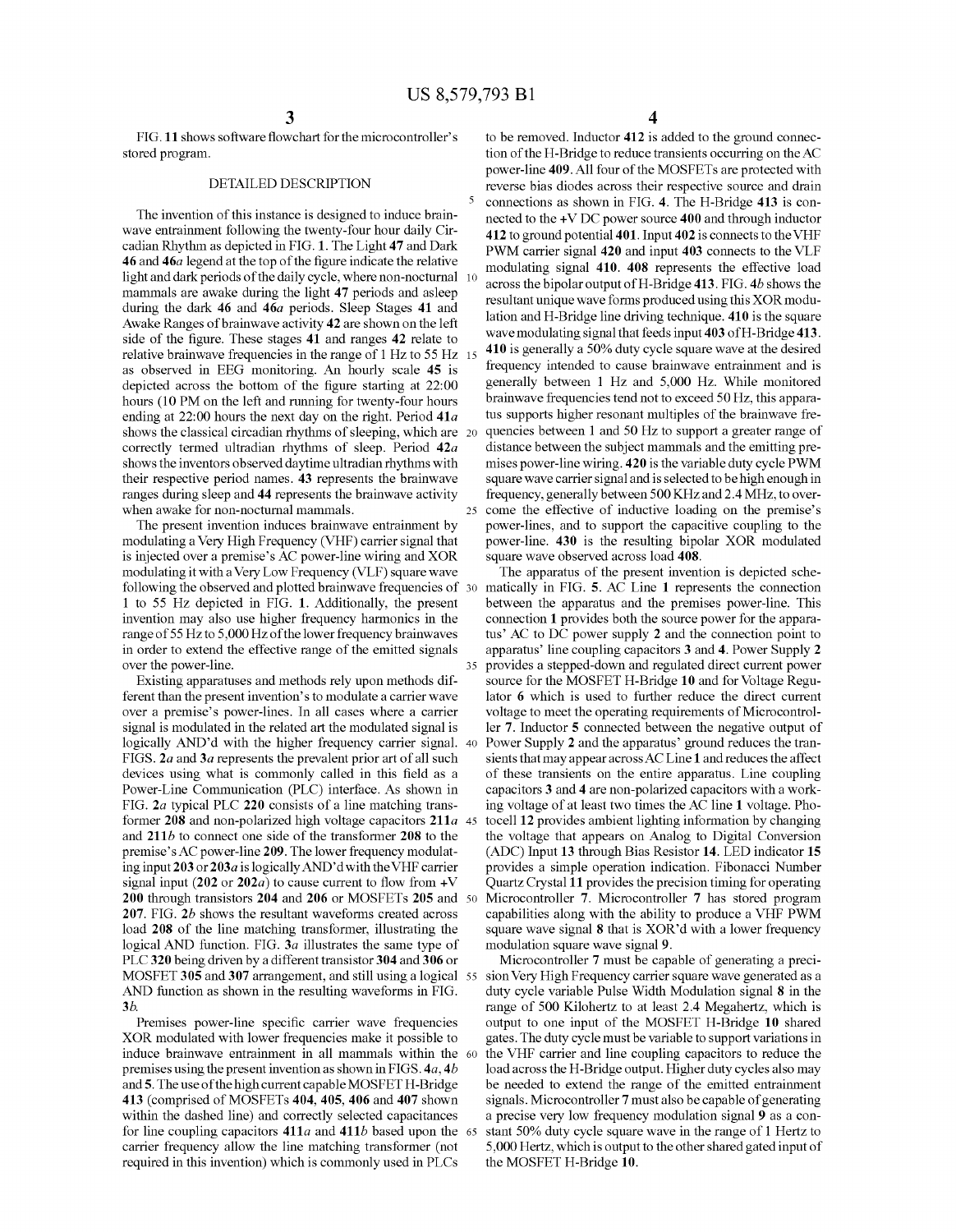FIG. **11** shows software flowchart for the microcontroller's stored program.

## DETAILED DESCRIPTION

The invention of this instance is designed to induce brainwave entrainment following the twenty-four hour daily Circadian Rhythm as depicted in FIG. **1**. The Light **47** and Dark **46** and **46a** legend at the top of the figure indicate the relative light and dark periods of the daily cycle, where non-nocturnal mammals are awake during the light **47** periods and asleep during the dark **46** and **46a** periods. Sleep Stages **41** and Awake Ranges of brainwave activity **42** are shown on the left side of the figure. These stages **41** and ranges **42** relate to relative brainwave frequencies in the range of 1 Hz to 55 Hz as observed in EEG monitoring. An hourly scale **45** is depicted across the bottom of the figure starting at 22:00 hours (10 PM on the left and running for twenty-four hours ending at 22:00 hours the next day on the right. Period **41a** shows the classical circadian rhythms of sleeping, which are correctly termed ultradian rhythms of sleep. Period **42a** shows the inventors observed daytime ultradian rhythms with their respective period names. **43** represents the brainwave ranges during sleep and **44** represents the brainwave activity when awake for non-nocturnal mammals.

The present invention induces brainwave entrainment by modulating a Very High Frequency (VHF) carrier signal that is injected over a premise's AC power-line wiring and XOR modulating it with a Very Low Frequency (VLF) square wave following the observed and plotted brainwave frequencies of 1 to 55 Hz depicted in FIG. **1**. Additionally, the present invention may also use higher frequency harmonics in the range of 55 Hz to 5,000 Hz of the lower frequency brainwaves in order to extend the effective range of the emitted signals over the power-line.

Existing apparatuses and methods rely upon methods different than the present invention's to modulate a carrier wave over a premise's power-lines. In all cases where a carrier signal is modulated in the related art the modulated signal is logically AND'd with the higher frequency carrier signal. FIGS. **2a** and **3a** represents the prevalent prior art of all such devices using what is commonly called in this field as a Power-Line Communication (PLC) interface. As shown in FIG. **2a** typical PLC **220** consists of a line matching transformer **208** and non-polarized high voltage capacitors **211a** and **211b** to connect one side of the transformer **208** to the premise's AC power-line **209**. The lower frequency modulating input **203** or **203a** is logically AND'd with the VHF carrier signal input (**202** or **202a**) to cause current to flow from +V **200** through transistors **204** and **206** or MOSFETs **205** and **207**. FIG. **2b** shows the resultant waveforms created across load **208** of the line matching transformer, illustrating the logical AND function. FIG. **3a** illustrates the same type of PLC **320** being driven by a different transistor **304** and **306** or MOSFET **305** and **307** arrangement, and still using a logical AND function as shown in the resulting waveforms in FIG. **3b**.

Premises power-line specific carrier wave frequencies XOR modulated with lower frequencies make it possible to induce brainwave entrainment in all mammals within the premises using the present invention as shown in FIGS. **4a**, **4b** and **5**. The use of the high current capable MOSFET H-Bridge **413** (comprised of MOSFETs **404**, **405**, **406** and **407** shown within the dashed line) and correctly selected capacitances for line coupling capacitors **411a** and **411b** based upon the carrier frequency allow the line matching transformer (not required in this invention) which is commonly used in PLCs to be removed. Inductor **412** is added to the ground connection of the H-Bridge to reduce transients occurring on the AC power-line **409**. All four of the MOSFETs are protected with reverse bias diodes across their respective source and drain connections as shown in FIG. **4**. The H-Bridge **413** is connected to the +V DC power source **400** and through inductor **412** to ground potential **401**. Input **402** is connects to the VHF PWM carrier signal **420** and input **403** connects to the VLF modulating signal **410**. **408** represents the effective load across the bipolar output of H-Bridge **413**. FIG. **4b** shows the resultant unique wave forms produced using this XOR modulation and H-Bridge line driving technique. **410** is the square wave modulating signal that feeds input **403** of H-Bridge **413**. **410** is generally a 50% duty cycle square wave at the desired frequency intended to cause brainwave entrainment and is generally between 1 Hz and 5,000 Hz. While monitored brainwave frequencies tend not to exceed 50 Hz, this apparatus supports higher resonant multiples of the brainwave frequencies between 1 and 50 Hz to support a greater range of distance between the subject mammals and the emitting premises power-line wiring. **420** is the variable duty cycle PWM square wave carrier signal and is selected to be high enough in frequency, generally between 500 KHz and 2.4 MHz, to overcome the effective of inductive loading on the premise's power-lines, and to support the capacitive coupling to the power-line. **430** is the resulting bipolar XOR modulated square wave observed across load **408**.

The apparatus of the present invention is depicted schematically in FIG. **5**. AC Line **1** represents the connection between the apparatus and the premises power-line. This connection **1** provides both the source power for the apparatus' AC to DC power supply **2** and the connection point to apparatus' line coupling capacitors **3** and **4**. Power Supply **2** provides a stepped-down and regulated direct current power source for the MOSFET H-Bridge **10** and for Voltage Regulator **6** which is used to further reduce the direct current voltage to meet the operating requirements of Microcontroller **7**. Inductor **5** connected between the negative output of Power Supply **2** and the apparatus' ground reduces the transients that may appear across AC Line **1** and reduces the affect of these transients on the entire apparatus. Line coupling capacitors **3** and **4** are non-polarized capacitors with a working voltage of at least two times the AC line **1** voltage. Photocell **12** provides ambient lighting information by changing the voltage that appears on Analog to Digital Conversion (ADC) Input **13** through Bias Resistor **14**. LED indicator **15** provides a simple operation indication. Fibonacci Number Quartz Crystal **11** provides the precision timing for operating Microcontroller **7**. Microcontroller **7** has stored program capabilities along with the ability to produce a VHF PWM square wave signal **8** that is XOR'd with a lower frequency modulation square wave signal **9**.

Microcontroller **7** must be capable of generating a precision Very High Frequency carrier square wave generated as a duty cycle variable Pulse Width Modulation signal **8** in the range of 500 Kilohertz to at least 2.4 Megahertz, which is output to one input of the MOSFET H-Bridge **10** shared gates. The duty cycle must be variable to support variations in the VHF carrier and line coupling capacitors to reduce the load across the H-Bridge output. Higher duty cycles also may be needed to extend the range of the emitted entrainment signals. Microcontroller **7** must also be capable of generating a precise very low frequency modulation signal **9** as a constant 50% duty cycle square wave in the range of 1 Hertz to 5,000 Hertz, which is output to the other shared gated input of the MOSFET H-Bridge **10**.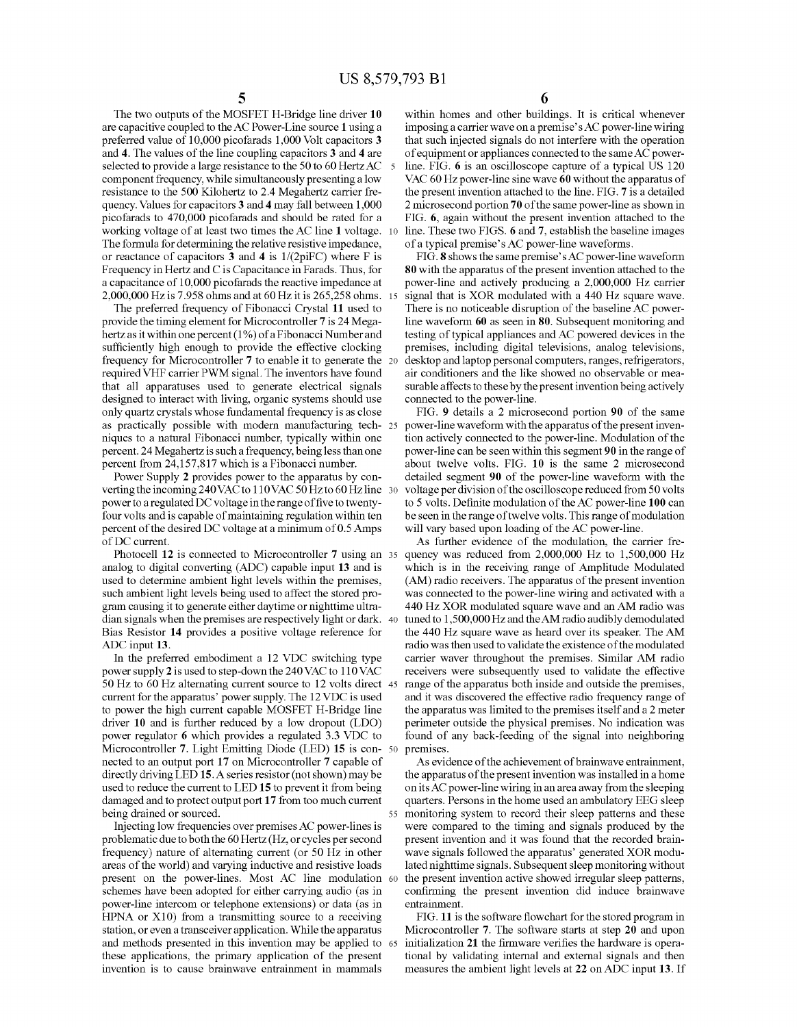The two outputs of the MOSFET H-Bridge line driver **10** are capacitive coupled to the AC Power-Line source **1** using a preferred value of 10,000 picofarads 1,000 Volt capacitors **3** and **4**. The values of the line coupling capacitors **3** and **4** are selected to provide a large resistance to the 50 to 60 Hertz AC component frequency, while simultaneously presenting a low resistance to the 500 Kilohertz to 2.4 Megahertz carrier frequency. Values for capacitors **3** and **4** may fall between 1,000 picofarads to 470,000 picofarads and should be rated for a working voltage of at least two times the AC line **1** voltage. The formula for determining the relative resistive impedance, or reactance of capacitors **3** and **4** is 1/(2piFC) where F is Frequency in Hertz and C is Capacitance in Farads. Thus, for a capacitance of 10,000 picofarads the reactive impedance at 2,000,000 Hz is 7.958 ohms and at 60 Hz it is 265,258 ohms.

The preferred frequency of Fibonacci Crystal **11** used to provide the timing element for Microcontroller **7** is 24 Megahertz as it within one percent (1%) of a Fibonacci Number and sufficiently high enough to provide the effective clocking frequency for Microcontroller **7** to enable it to generate the required VHF carrier PWM signal. The inventors have found that all apparatuses used to generate electrical signals designed to interact with living, organic systems should use only quartz crystals whose fundamental frequency is as close as practically possible with modern manufacturing techniques to a natural Fibonacci number, typically within one percent. 24 Megahertz is such a frequency, being less than one percent from 24,157,817 which is a Fibonacci number.

Power Supply **2** provides power to the apparatus by converting the incoming 240VAC to 110VAC 50 Hz to 60 Hz line power to a regulated DC voltage in the range of five to twenty-four volts and is capable of maintaining regulation within ten percent of the desired DC voltage at a minimum of 0.5 Amps of DC current.

Photocell **12** is connected to Microcontroller **7** using an analog to digital converting (ADC) capable input **13** and is used to determine ambient light levels within the premises, such ambient light levels being used to affect the stored program causing it to generate either daytime or nighttime ultradian signals when the premises are respectively light or dark. Bias Resistor **14** provides a positive voltage reference for ADC input **13**.

In the preferred embodiment a 12 VDC switching type power supply **2** is used to step-down the 240VAC to 110VAC 50 Hz to 60 Hz alternating current source to 12 volts direct current for the apparatus' power supply. The 12 VDC is used to power the high current capable MOSFET H-Bridge line driver **10** and is further reduced by a low dropout (LDO) power regulator **6** which provides a regulated 3.3 VDC to Microcontroller **7**. Light Emitting Diode (LED) **15** is connected to an output port **17** on Microcontroller **7** capable of directly driving LED **15**. A series resistor (not shown) may be used to reduce the current to LED **15** to prevent it from being damaged and to protect output port **17** from too much current being drained or sourced.

Injecting low frequencies over premises AC power-lines is problematic due to both the 60 Hertz (Hz, or cycles per second frequency) nature of alternating current (or 50 Hz in other areas of the world) and varying inductive and resistive loads present on the power-lines. Most AC line modulation schemes have been adopted for either carrying audio (as in power-line intercom or telephone extensions) or data (as in HPNA or X10) from a transmitting source to a receiving station, or even a transceiver application. While the apparatus and methods presented in this invention may be applied to these applications, the primary application of the present invention is to cause brainwave entrainment in mammals within homes and other buildings. It is critical whenever imposing a carrier wave on a premise's AC power-line wiring that such injected signals do not interfere with the operation of equipment or appliances connected to the same AC power-line. FIG. **6** is an oscilloscope capture of a typical US 120 VAC 60 Hz power-line sine wave **60** without the apparatus of the present invention attached to the line. FIG. **7** is a detailed 2 microsecond portion **70** of the same power-line as shown in FIG. **6**, again without the present invention attached to the line. These two FIGS. **6** and **7**, establish the baseline images of a typical premise's AC power-line waveforms.

FIG. **8** shows the same premise's AC power-line waveform **80** with the apparatus of the present invention attached to the power-line and actively producing a 2,000,000 Hz carrier signal that is XOR modulated with a 440 Hz square wave. There is no noticeable disruption of the baseline AC power-line waveform **60** as seen in **80**. Subsequent monitoring and testing of typical appliances and AC powered devices in the premises, including digital televisions, analog televisions, desktop and laptop personal computers, ranges, refrigerators, air conditioners and the like showed no observable or measurable affects to these by the present invention being actively connected to the power-line.

FIG. **9** details a 2 microsecond portion **90** of the same power-line waveform with the apparatus of the present invention actively connected to the power-line. Modulation of the power-line can be seen within this segment **90** in the range of about twelve volts. FIG. **10** is the same 2 microsecond detailed segment **90** of the power-line waveform with the voltage per division of the oscilloscope reduced from 50 volts to 5 volts. Definite modulation of the AC power-line **100** can be seen in the range of twelve volts. This range of modulation will vary based upon loading of the AC power-line.

As further evidence of the modulation, the carrier frequency was reduced from 2,000,000 Hz to 1,500,000 Hz which is in the receiving range of Amplitude Modulated (AM) radio receivers. The apparatus of the present invention was connected to the power-line wiring and activated with a 440 Hz XOR modulated square wave and an AM radio was tuned to 1,500,000 Hz and the AM radio audibly demodulated the 440 Hz square wave as heard over its speaker. The AM radio was then used to validate the existence of the modulated carrier waver throughout the premises. Similar AM radio receivers were subsequently used to validate the effective range of the apparatus both inside and outside the premises, and it was discovered the effective radio frequency range of the apparatus was limited to the premises itself and a 2 meter perimeter outside the physical premises. No indication was found of any back-feeding of the signal into neighboring premises.

As evidence of the achievement of brainwave entrainment, the apparatus of the present invention was installed in a home on its AC power-line wiring in an area away from the sleeping quarters. Persons in the home used an ambulatory EEG sleep monitoring system to record their sleep patterns and these were compared to the timing and signals produced by the present invention and it was found that the recorded brainwave signals followed the apparatus' generated XOR modulated nighttime signals. Subsequent sleep monitoring without the present invention active showed irregular sleep patterns, confirming the present invention did induce brainwave entrainment.

FIG. **11** is the software flowchart for the stored program in Microcontroller **7**. The software starts at step **20** and upon initialization **21** the firmware verifies the hardware is operational by validating internal and external signals and then measures the ambient light levels at **22** on ADC input **13**. If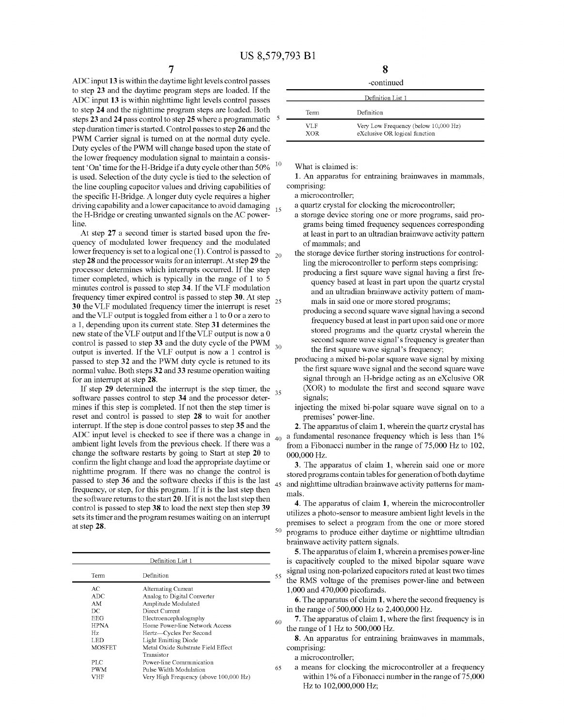ADC input 13 is within the daytime light levels control passes to step 23 and the daytime program steps are loaded. If the ADC input 13 is within nighttime light levels control passes to step 24 and the nighttime program steps are loaded. Both steps 23 and 24 pass control to step 25 where a programmatic step duration timer is started. Control passes to step 26 and the PWM Carrier signal is turned on at the normal duty cycle. Duty cycles of the PWM will change based upon the state of the lower frequency modulation signal to maintain a consistent 'On' time for the H-Bridge if a duty cycle other than 50% is used. Selection of the duty cycle is tied to the selection of the line coupling capacitor values and driving capabilities of the specific H-Bridge. A longer duty cycle requires a higher driving capability and a lower capacitance to avoid damaging the H-Bridge or creating unwanted signals on the AC power-line.

At step 27 a second timer is started based upon the frequency of modulated lower frequency and the modulated lower frequency is set to a logical one (1). Control is passed to step 28 and the processor waits for an interrupt. At step 29 the processor determines which interrupts occurred. If the step timer completed, which is typically in the range of 1 to 5 minutes control is passed to step 34. If the VLF modulation frequency timer expired control is passed to step 30. At step 30 the VLF modulated frequency timer the interrupt is reset and the VLF output is toggled from either a 1 to 0 or a zero to a 1, depending upon its current state. Step 31 determines the new state of the VLF output and If the VLF output is now a 0 control is passed to step 33 and the duty cycle of the PWM output is inverted. If the VLF output is now a 1 control is passed to step 32 and the PWM duty cycle is retuned to its normal value. Both steps 32 and 33 resume operation waiting for an interrupt at step 28.

If step 29 determined the interrupt is the step timer, the software passes control to step 34 and the processor determines if this step is completed. If not then the step timer is reset and control is passed to step 28 to wait for another interrupt. If the step is done control passes to step 35 and the ADC input level is checked to see if there was a change in ambient light levels from the previous check. If there was a change the software restarts by going to Start at step 20 to confirm the light change and load the appropriate daytime or nighttime program. If there was no change the control is passed to step 36 and the software checks if this is the last frequency, or step, for this program. If it is the last step then the software returns to the start 20. If it is not the last step then control is passed to step 38 to load the next step then step 39 sets its timer and the program resumes waiting on an interrupt at step 28.

Definition List 1

| Term | Definition |
|---|---|
| AC | Alternating Current |
| ADC | Analog to Digital Converter |
| AM | Amplitude Modulated |
| DC | Direct Current |
| EEG | Electroencephalography |
| HPNA | Home Power-line Network Access |
| Hz | Hertz—Cycles Per Second |
| LED | Light Emitting Diode |
| MOSFET | Metal Oxide Substrate Field Effect Transistor |
| PLC | Power-line Communication |
| PWM | Pulse Width Modulation |
| VHF | Very High Frequency (above 100,000 Hz) |
| VLF | Very Low Frequency (below 10,000 Hz) |
| XOR | eXclusive OR logical function |

What is claimed is:

1. An apparatus for entraining brainwaves in mammals, comprising:
   - a microcontroller;
   - a quartz crystal for clocking the microcontroller;
   - a storage device storing one or more programs, said programs being timed frequency sequences corresponding at least in part to an ultradian brainwave activity pattern of mammals; and
   - the storage device further storing instructions for controlling the microcontroller to perform steps comprising:
     - producing a first square wave signal having a first frequency based at least in part upon the quartz crystal and an ultradian brainwave activity pattern of mammals in said one or more stored programs;
     - producing a second square wave signal having a second frequency based at least in part upon said one or more stored programs and the quartz crystal wherein the second square wave signal's frequency is greater than the first square wave signal's frequency;
   - producing a mixed bi-polar square wave signal by mixing the first square wave signal and the second square wave signal through an H-bridge acting as an eXclusive OR (XOR) to modulate the first and second square wave signals;
   - injecting the mixed bi-polar square wave signal on to a premises' power-line.

2. The apparatus of claim 1, wherein the quartz crystal has a fundamental resonance frequency which is less than 1% from a Fibonacci number in the range of 75,000 Hz to 102,000,000 Hz.

3. The apparatus of claim 1, wherein said one or more stored programs contain tables for generation of both daytime and nighttime ultradian brainwave activity patterns for mammals.

4. The apparatus of claim 1, wherein the microcontroller utilizes a photo-sensor to measure ambient light levels in the premises to select a program from the one or more stored programs to produce either daytime or nighttime ultradian brainwave activity pattern signals.

5. The apparatus of claim 1, wherein a premises power-line is capacitively coupled to the mixed bipolar square wave signal using non-polarized capacitors rated at least two times the RMS voltage of the premises power-line and between 1,000 and 470,000 picofarads.

6. The apparatus of claim 1, where the second frequency is in the range of 500,000 Hz to 2,400,000 Hz.

7. The apparatus of claim 1, where the first frequency is in the range of 1 Hz to 500,000 Hz.

8. An apparatus for entraining brainwaves in mammals, comprising:
   - a microcontroller;
   - a means for clocking the microcontroller at a frequency within 1% of a Fibonacci number in the range of 75,000 Hz to 102,000,000 Hz;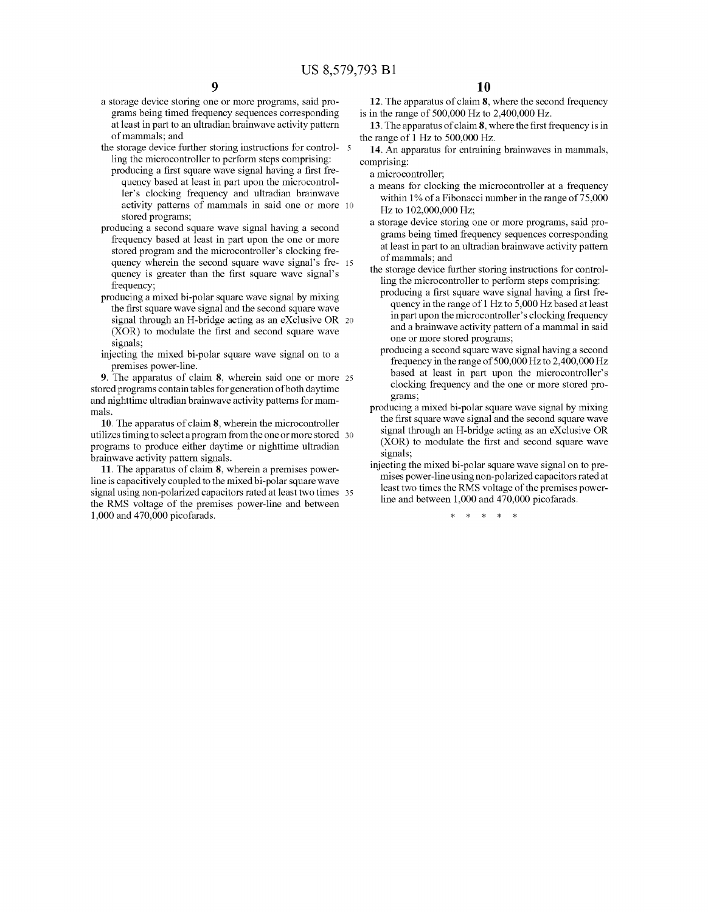a storage device storing one or more programs, said programs being timed frequency sequences corresponding at least in part to an ultradian brainwave activity pattern of mammals; and

the storage device further storing instructions for controlling the microcontroller to perform steps comprising:

producing a first square wave signal having a first frequency based at least in part upon the microcontroller's clocking frequency and ultradian brainwave activity patterns of mammals in said one or more stored programs;

producing a second square wave signal having a second frequency based at least in part upon the one or more stored program and the microcontroller's clocking frequency wherein the second square wave signal's frequency is greater than the first square wave signal's frequency;

producing a mixed bi-polar square wave signal by mixing the first square wave signal and the second square wave signal through an H-bridge acting as an eXclusive OR (XOR) to modulate the first and second square wave signals;

injecting the mixed bi-polar square wave signal on to a premises power-line.

**9**. The apparatus of claim **8**, wherein said one or more stored programs contain tables for generation of both daytime and nighttime ultradian brainwave activity patterns for mammals.

**10**. The apparatus of claim **8**, wherein the microcontroller utilizes timing to select a program from the one or more stored programs to produce either daytime or nighttime ultradian brainwave activity pattern signals.

**11**. The apparatus of claim **8**, wherein a premises power-line is capacitively coupled to the mixed bi-polar square wave signal using non-polarized capacitors rated at least two times the RMS voltage of the premises power-line and between 1,000 and 470,000 picofarads.

**12**. The apparatus of claim **8**, where the second frequency is in the range of 500,000 Hz to 2,400,000 Hz.

**13**. The apparatus of claim **8**, where the first frequency is in the range of 1 Hz to 500,000 Hz.

**14**. An apparatus for entraining brainwaves in mammals, comprising:

a microcontroller;

a means for clocking the microcontroller at a frequency within 1% of a Fibonacci number in the range of 75,000 Hz to 102,000,000 Hz;

a storage device storing one or more programs, said programs being timed frequency sequences corresponding at least in part to an ultradian brainwave activity pattern of mammals; and

the storage device further storing instructions for controlling the microcontroller to perform steps comprising:

producing a first square wave signal having a first frequency in the range of 1 Hz to 5,000 Hz based at least in part upon the microcontroller's clocking frequency and a brainwave activity pattern of a mammal in said one or more stored programs;

producing a second square wave signal having a second frequency in the range of 500,000 Hz to 2,400,000 Hz based at least in part upon the microcontroller's clocking frequency and the one or more stored programs;

producing a mixed bi-polar square wave signal by mixing the first square wave signal and the second square wave signal through an H-bridge acting as an eXclusive OR (XOR) to modulate the first and second square wave signals;

injecting the mixed bi-polar square wave signal on to premises power-line using non-polarized capacitors rated at least two times the RMS voltage of the premises power-line and between 1,000 and 470,000 picofarads.

* * * * *